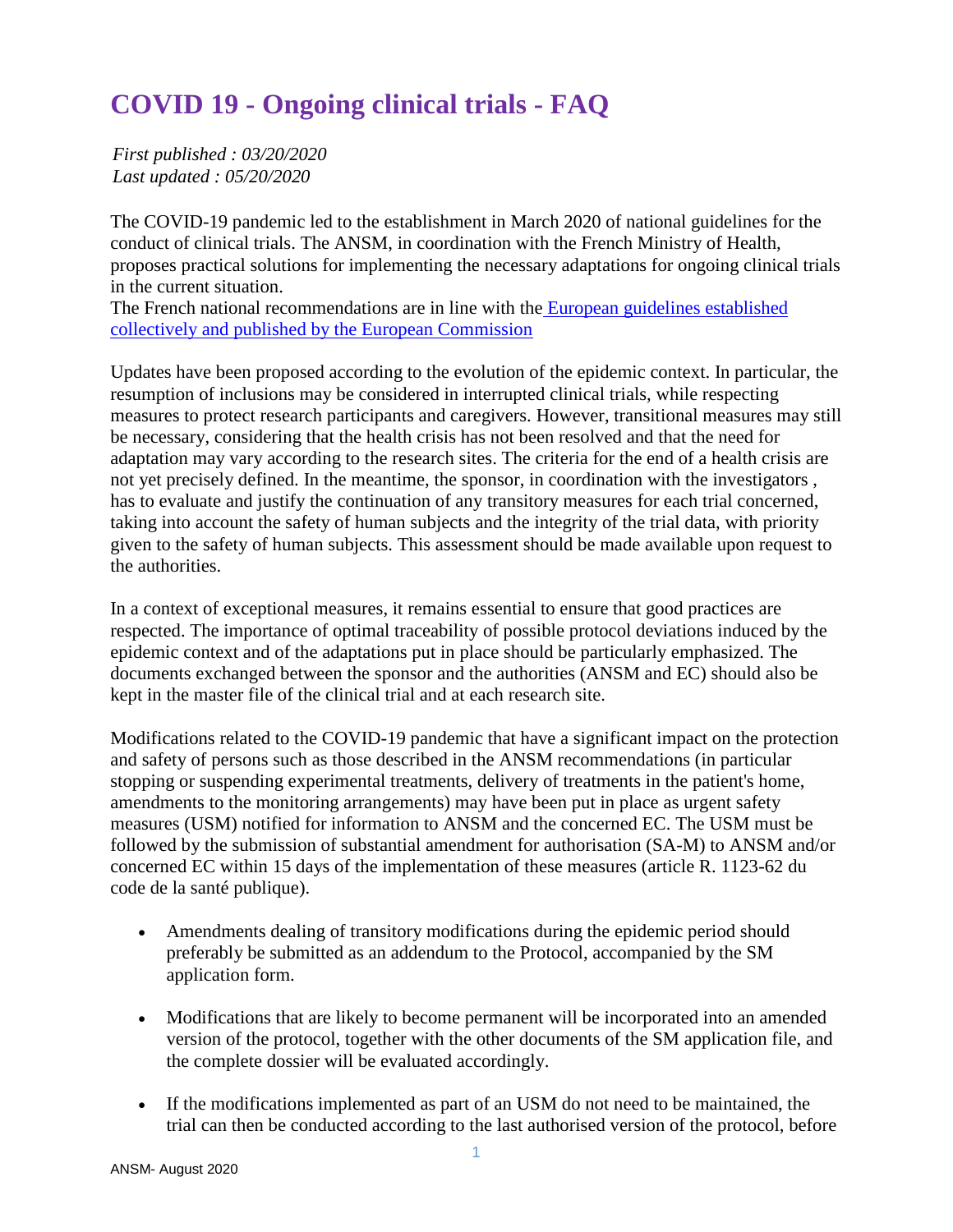# COVID 19 - Ongoing clinical trials - FAQ

*First published : 03/20/2020*
*Last updated : 05/20/2020*

The COVID-19 pandemic led to the establishment in March 2020 of national guidelines for the conduct of clinical trials. The ANSM, in coordination with the French Ministry of Health, proposes practical solutions for implementing the necessary adaptations for ongoing clinical trials in the current situation.
The French national recommendations are in line with the European guidelines established collectively and published by the European Commission

Updates have been proposed according to the evolution of the epidemic context. In particular, the resumption of inclusions may be considered in interrupted clinical trials, while respecting measures to protect research participants and caregivers. However, transitional measures may still be necessary, considering that the health crisis has not been resolved and that the need for adaptation may vary according to the research sites. The criteria for the end of a health crisis are not yet precisely defined. In the meantime, the sponsor, in coordination with the investigators , has to evaluate and justify the continuation of any transitory measures for each trial concerned, taking into account the safety of human subjects and the integrity of the trial data, with priority given to the safety of human subjects. This assessment should be made available upon request to the authorities.

In a context of exceptional measures, it remains essential to ensure that good practices are respected. The importance of optimal traceability of possible protocol deviations induced by the epidemic context and of the adaptations put in place should be particularly emphasized. The documents exchanged between the sponsor and the authorities (ANSM and EC) should also be kept in the master file of the clinical trial and at each research site.

Modifications related to the COVID-19 pandemic that have a significant impact on the protection and safety of persons such as those described in the ANSM recommendations (in particular stopping or suspending experimental treatments, delivery of treatments in the patient's home, amendments to the monitoring arrangements) may have been put in place as urgent safety measures (USM) notified for information to ANSM and the concerned EC. The USM must be followed by the submission of substantial amendment for authorisation (SA-M) to ANSM and/or concerned EC within 15 days of the implementation of these measures (article R. 1123-62 du code de la santé publique).

- Amendments dealing of transitory modifications during the epidemic period should preferably be submitted as an addendum to the Protocol, accompanied by the SM application form.
- Modifications that are likely to become permanent will be incorporated into an amended version of the protocol, together with the other documents of the SM application file, and the complete dossier will be evaluated accordingly.
- If the modifications implemented as part of an USM do not need to be maintained, the trial can then be conducted according to the last authorised version of the protocol, before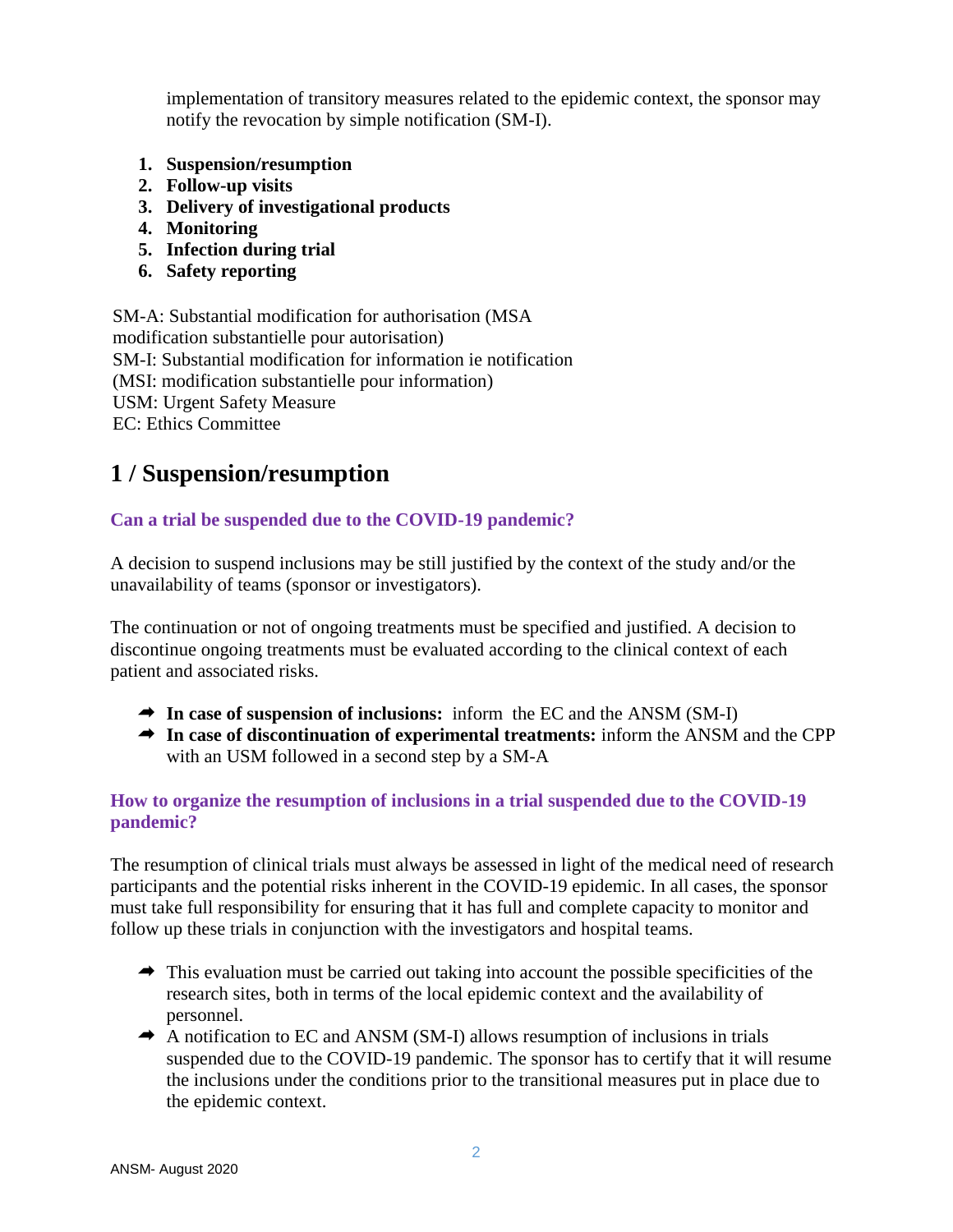implementation of transitory measures related to the epidemic context, the sponsor may notify the revocation by simple notification (SM-I).

1. **Suspension/resumption**
2. **Follow-up visits**
3. **Delivery of investigational products**
4. **Monitoring**
5. **Infection during trial**
6. **Safety reporting**

SM-A: Substantial modification for authorisation (MSA modification substantielle pour autorisation)
SM-I: Substantial modification for information ie notification (MSI: modification substantielle pour information)
USM: Urgent Safety Measure
EC: Ethics Committee

## 1 / Suspension/resumption

### Can a trial be suspended due to the COVID-19 pandemic?

A decision to suspend inclusions may be still justified by the context of the study and/or the unavailability of teams (sponsor or investigators).

The continuation or not of ongoing treatments must be specified and justified. A decision to discontinue ongoing treatments must be evaluated according to the clinical context of each patient and associated risks.

- **In case of suspension of inclusions:** inform the EC and the ANSM (SM-I)
- **In case of discontinuation of experimental treatments:** inform the ANSM and the CPP with an USM followed in a second step by a SM-A

### How to organize the resumption of inclusions in a trial suspended due to the COVID-19 pandemic?

The resumption of clinical trials must always be assessed in light of the medical need of research participants and the potential risks inherent in the COVID-19 epidemic. In all cases, the sponsor must take full responsibility for ensuring that it has full and complete capacity to monitor and follow up these trials in conjunction with the investigators and hospital teams.

- This evaluation must be carried out taking into account the possible specificities of the research sites, both in terms of the local epidemic context and the availability of personnel.
- A notification to EC and ANSM (SM-I) allows resumption of inclusions in trials suspended due to the COVID-19 pandemic. The sponsor has to certify that it will resume the inclusions under the conditions prior to the transitional measures put in place due to the epidemic context.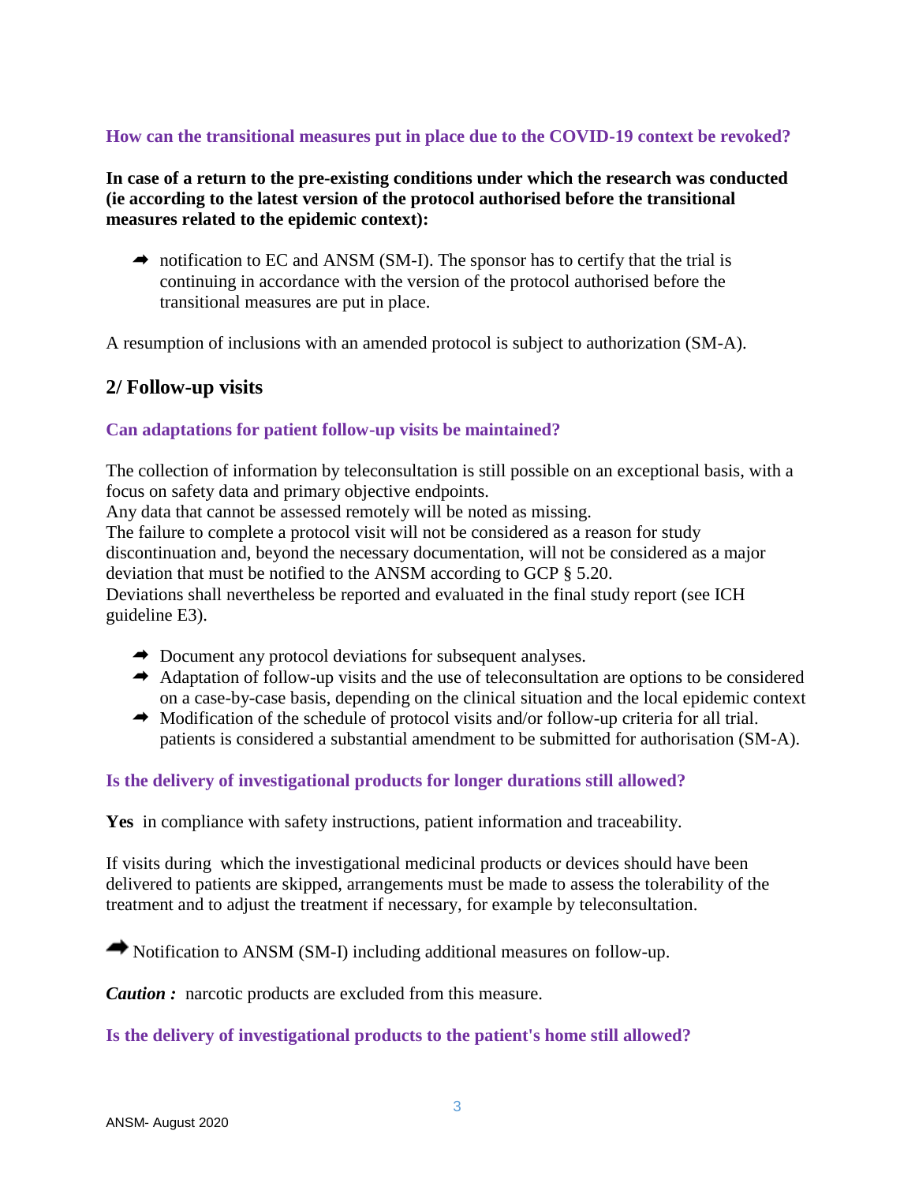**How can the transitional measures put in place due to the COVID-19 context be revoked?**

**In case of a return to the pre-existing conditions under which the research was conducted (ie according to the latest version of the protocol authorised before the transitional measures related to the epidemic context):**

- ➔ notification to EC and ANSM (SM-I). The sponsor has to certify that the trial is continuing in accordance with the version of the protocol authorised before the transitional measures are put in place.

A resumption of inclusions with an amended protocol is subject to authorization (SM-A).

## 2/ Follow-up visits

**Can adaptations for patient follow-up visits be maintained?**

The collection of information by teleconsultation is still possible on an exceptional basis, with a focus on safety data and primary objective endpoints.
Any data that cannot be assessed remotely will be noted as missing.
The failure to complete a protocol visit will not be considered as a reason for study discontinuation and, beyond the necessary documentation, will not be considered as a major deviation that must be notified to the ANSM according to GCP § 5.20.
Deviations shall nevertheless be reported and evaluated in the final study report (see ICH guideline E3).

- ➔ Document any protocol deviations for subsequent analyses.
- ➔ Adaptation of follow-up visits and the use of teleconsultation are options to be considered on a case-by-case basis, depending on the clinical situation and the local epidemic context
- ➔ Modification of the schedule of protocol visits and/or follow-up criteria for all trial. patients is considered a substantial amendment to be submitted for authorisation (SM-A).

**Is the delivery of investigational products for longer durations still allowed?**

**Yes** in compliance with safety instructions, patient information and traceability.

If visits during which the investigational medicinal products or devices should have been delivered to patients are skipped, arrangements must be made to assess the tolerability of the treatment and to adjust the treatment if necessary, for example by teleconsultation.

➔ Notification to ANSM (SM-I) including additional measures on follow-up.

***Caution :*** narcotic products are excluded from this measure.

**Is the delivery of investigational products to the patient's home still allowed?**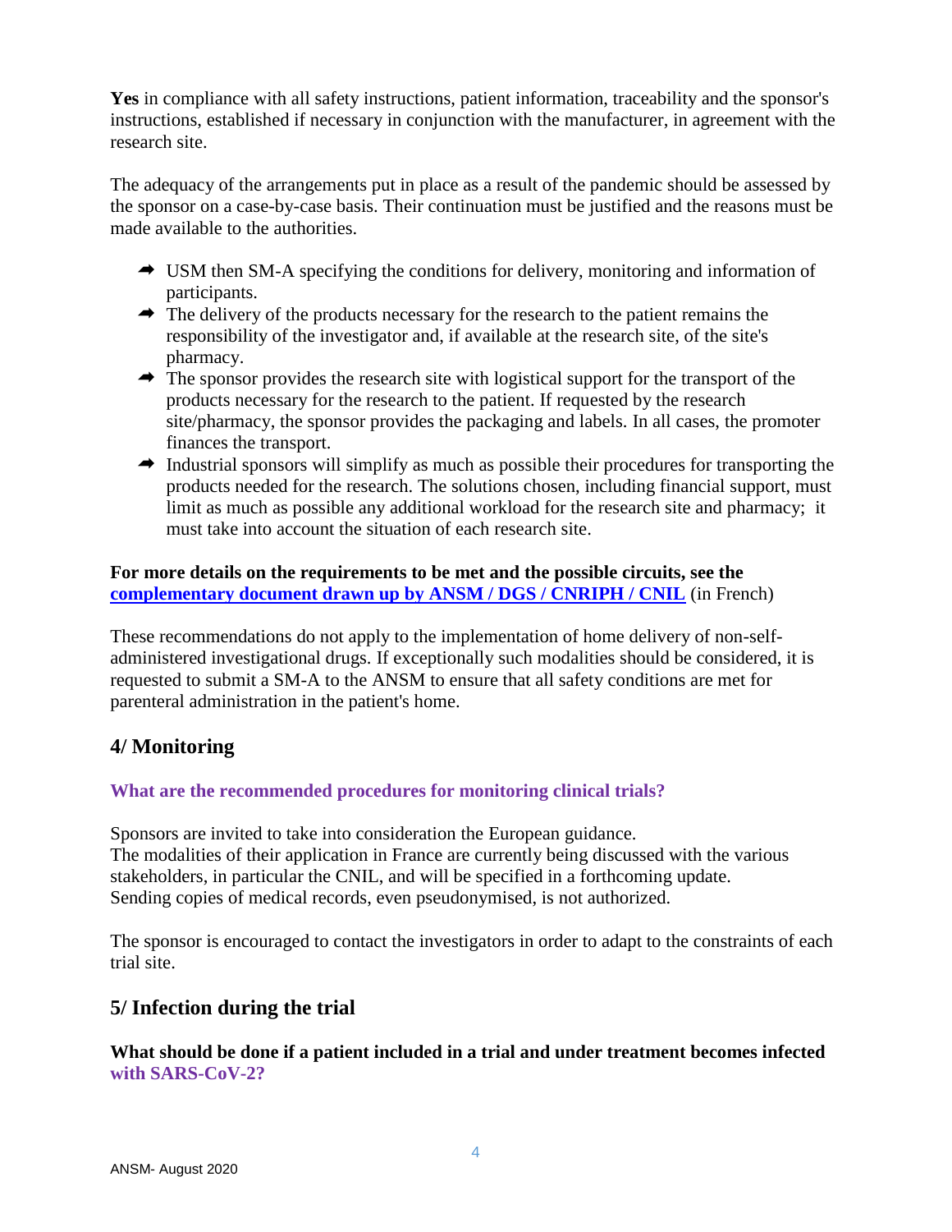**Yes** in compliance with all safety instructions, patient information, traceability and the sponsor's instructions, established if necessary in conjunction with the manufacturer, in agreement with the research site.

The adequacy of the arrangements put in place as a result of the pandemic should be assessed by the sponsor on a case-by-case basis. Their continuation must be justified and the reasons must be made available to the authorities.

- USM then SM-A specifying the conditions for delivery, monitoring and information of participants.
- The delivery of the products necessary for the research to the patient remains the responsibility of the investigator and, if available at the research site, of the site's pharmacy.
- The sponsor provides the research site with logistical support for the transport of the products necessary for the research to the patient. If requested by the research site/pharmacy, the sponsor provides the packaging and labels. In all cases, the promoter finances the transport.
- Industrial sponsors will simplify as much as possible their procedures for transporting the products needed for the research. The solutions chosen, including financial support, must limit as much as possible any additional workload for the research site and pharmacy; it must take into account the situation of each research site.

**For more details on the requirements to be met and the possible circuits, see the complementary document drawn up by ANSM / DGS / CNRIPH / CNIL** (in French)

These recommendations do not apply to the implementation of home delivery of non-self-administered investigational drugs. If exceptionally such modalities should be considered, it is requested to submit a SM-A to the ANSM to ensure that all safety conditions are met for parenteral administration in the patient's home.

## 4/ Monitoring

### What are the recommended procedures for monitoring clinical trials?

Sponsors are invited to take into consideration the European guidance.
The modalities of their application in France are currently being discussed with the various stakeholders, in particular the CNIL, and will be specified in a forthcoming update.
Sending copies of medical records, even pseudonymised, is not authorized.

The sponsor is encouraged to contact the investigators in order to adapt to the constraints of each trial site.

## 5/ Infection during the trial

### What should be done if a patient included in a trial and under treatment becomes infected with SARS-CoV-2?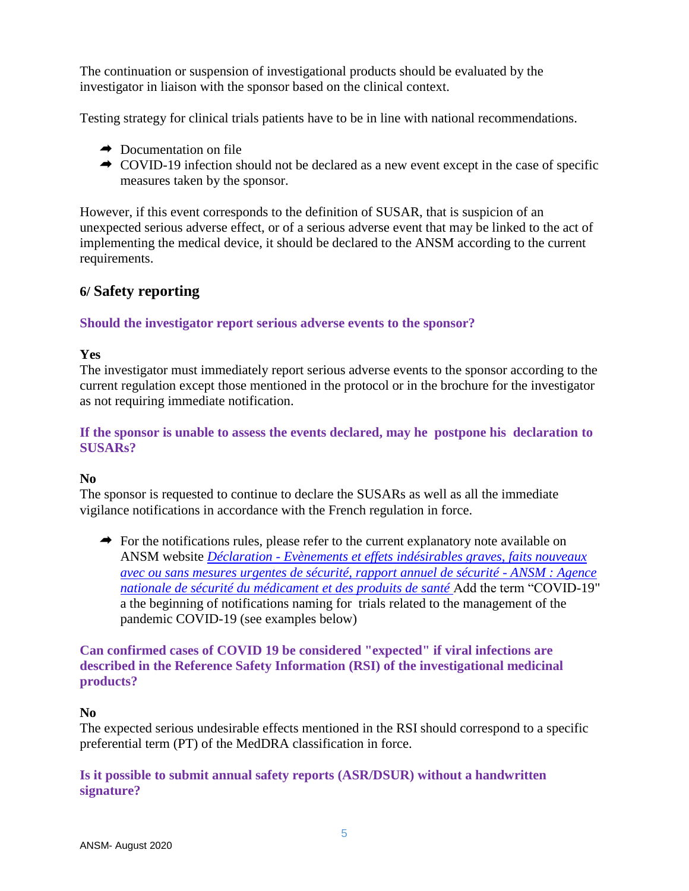The continuation or suspension of investigational products should be evaluated by the investigator in liaison with the sponsor based on the clinical context.

Testing strategy for clinical trials patients have to be in line with national recommendations.

- ➡ Documentation on file
- ➡ COVID-19 infection should not be declared as a new event except in the case of specific measures taken by the sponsor.

However, if this event corresponds to the definition of SUSAR, that is suspicion of an unexpected serious adverse effect, or of a serious adverse event that may be linked to the act of implementing the medical device, it should be declared to the ANSM according to the current requirements.

## 6/ Safety reporting

**Should the investigator report serious adverse events to the sponsor?**

**Yes**

The investigator must immediately report serious adverse events to the sponsor according to the current regulation except those mentioned in the protocol or in the brochure for the investigator as not requiring immediate notification.

**If the sponsor is unable to assess the events declared, may he postpone his declaration to SUSARs?**

**No**

The sponsor is requested to continue to declare the SUSARs as well as all the immediate vigilance notifications in accordance with the French regulation in force.

- ➡ For the notifications rules, please refer to the current explanatory note available on ANSM website *Déclaration - Evènements et effets indésirables graves, faits nouveaux avec ou sans mesures urgentes de sécurité, rapport annuel de sécurité - ANSM : Agence nationale de sécurité du médicament et des produits de santé* Add the term "COVID-19" a the beginning of notifications naming for trials related to the management of the pandemic COVID-19 (see examples below)

**Can confirmed cases of COVID 19 be considered "expected" if viral infections are described in the Reference Safety Information (RSI) of the investigational medicinal products?**

**No**

The expected serious undesirable effects mentioned in the RSI should correspond to a specific preferential term (PT) of the MedDRA classification in force.

**Is it possible to submit annual safety reports (ASR/DSUR) without a handwritten signature?**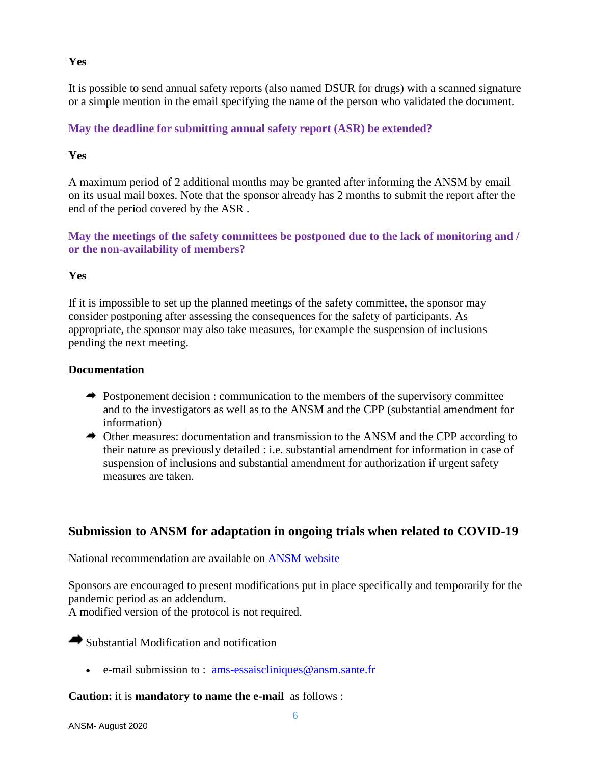**Yes**

It is possible to send annual safety reports (also named DSUR for drugs) with a scanned signature or a simple mention in the email specifying the name of the person who validated the document.

**May the deadline for submitting annual safety report (ASR) be extended?**

**Yes**

A maximum period of 2 additional months may be granted after informing the ANSM by email on its usual mail boxes. Note that the sponsor already has 2 months to submit the report after the end of the period covered by the ASR .

**May the meetings of the safety committees be postponed due to the lack of monitoring and / or the non-availability of members?**

**Yes**

If it is impossible to set up the planned meetings of the safety committee, the sponsor may consider postponing after assessing the consequences for the safety of participants. As appropriate, the sponsor may also take measures, for example the suspension of inclusions pending the next meeting.

**Documentation**

- ➨ Postponement decision : communication to the members of the supervisory committee and to the investigators as well as to the ANSM and the CPP (substantial amendment for information)
- ➨ Other measures: documentation and transmission to the ANSM and the CPP according to their nature as previously detailed : i.e. substantial amendment for information in case of suspension of inclusions and substantial amendment for authorization if urgent safety measures are taken.

## Submission to ANSM for adaptation in ongoing trials when related to COVID-19

National recommendation are available on [ANSM website]()

Sponsors are encouraged to present modifications put in place specifically and temporarily for the pandemic period as an addendum.
A modified version of the protocol is not required.

➨ Substantial Modification and notification

- e-mail submission to : [ams-essaiscliniques@ansm.sante.fr](mailto:ams-essaiscliniques@ansm.sante.fr)

**Caution:** it is **mandatory to name the e-mail** as follows :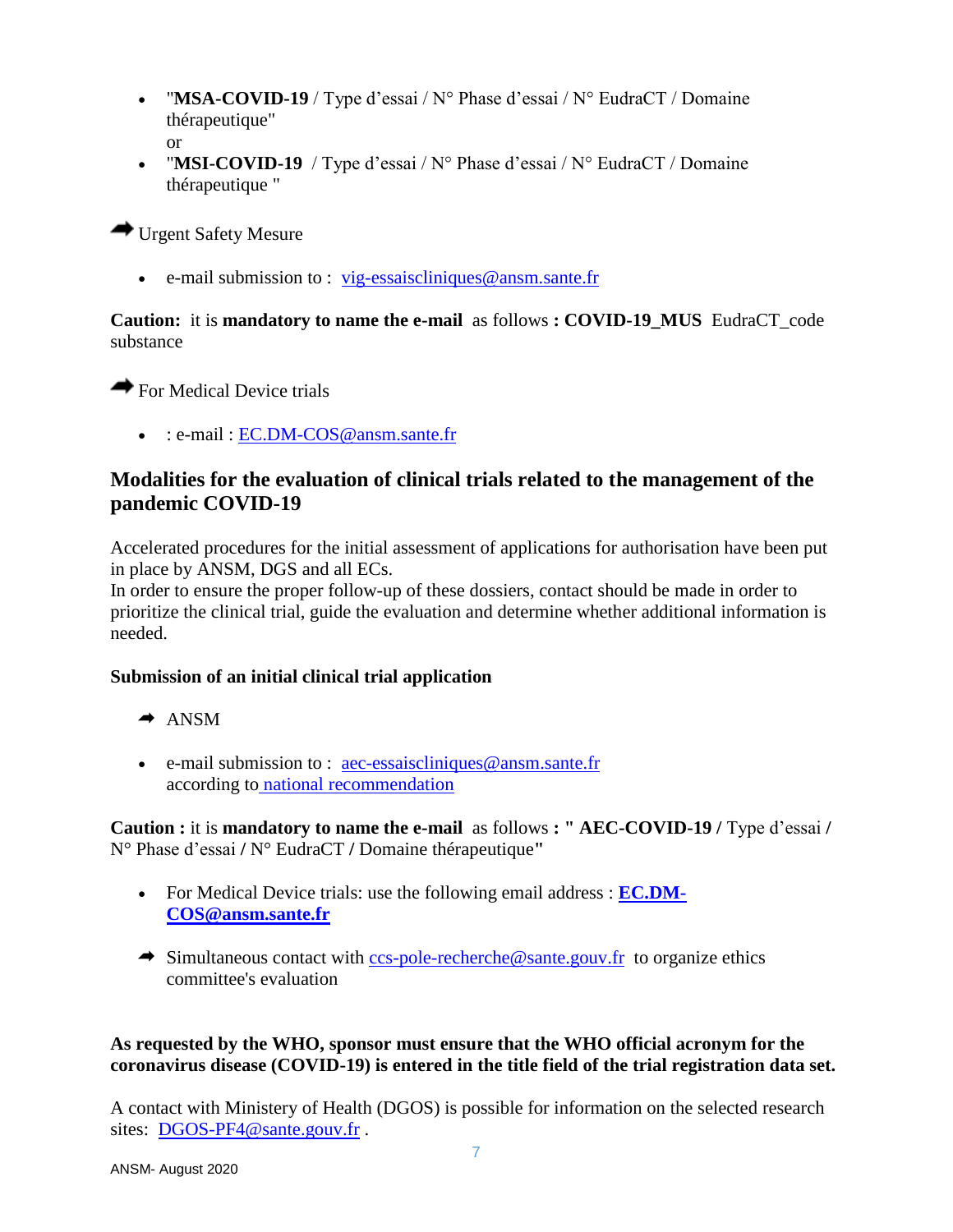- "**MSA-COVID-19** / Type d'essai / N° Phase d'essai / N° EudraCT / Domaine thérapeutique"
  or
- "**MSI-COVID-19** / Type d'essai / N° Phase d'essai / N° EudraCT / Domaine thérapeutique "

➡ Urgent Safety Mesure

- e-mail submission to : vig-essaiscliniques@ansm.sante.fr

**Caution:** it is **mandatory to name the e-mail** as follows **: COVID-19_MUS** EudraCT_code substance

➡ For Medical Device trials

- : e-mail : EC.DM-COS@ansm.sante.fr

## Modalities for the evaluation of clinical trials related to the management of the pandemic COVID-19

Accelerated procedures for the initial assessment of applications for authorisation have been put in place by ANSM, DGS and all ECs.
In order to ensure the proper follow-up of these dossiers, contact should be made in order to prioritize the clinical trial, guide the evaluation and determine whether additional information is needed.

### Submission of an initial clinical trial application

➡ ANSM

- e-mail submission to : aec-essaiscliniques@ansm.sante.fr
  according to national recommendation

**Caution :** it is **mandatory to name the e-mail** as follows **: " AEC-COVID-19 /** Type d'essai **/** N° Phase d'essai **/** N° EudraCT **/** Domaine thérapeutique**"**

- For Medical Device trials: use the following email address : **EC.DM-COS@ansm.sante.fr**

➡ Simultaneous contact with ccs-pole-recherche@sante.gouv.fr to organize ethics committee's evaluation

**As requested by the WHO, sponsor must ensure that the WHO official acronym for the coronavirus disease (COVID-19) is entered in the title field of the trial registration data set.**

A contact with Ministery of Health (DGOS) is possible for information on the selected research sites: DGOS-PF4@sante.gouv.fr .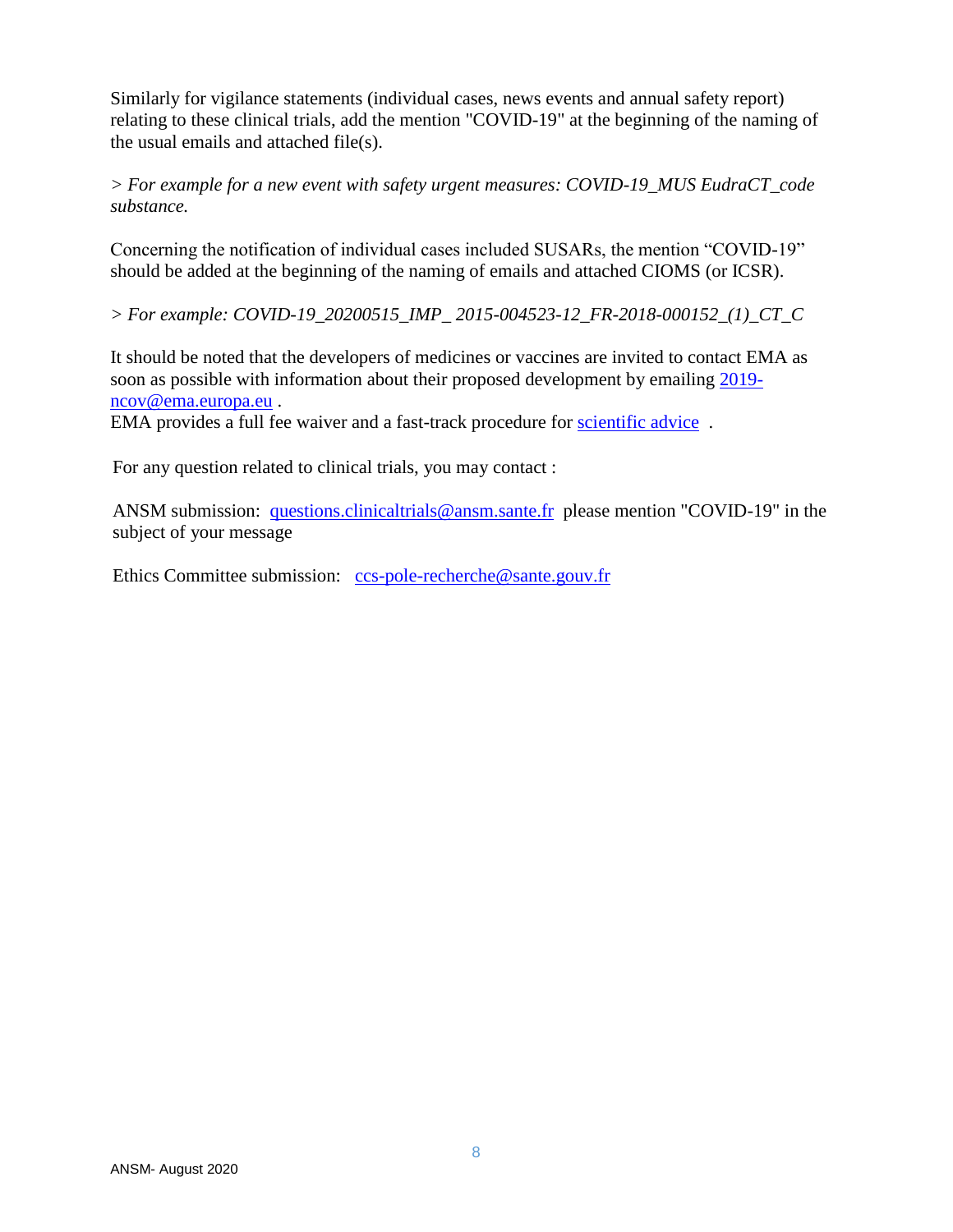Similarly for vigilance statements (individual cases, news events and annual safety report) relating to these clinical trials, add the mention "COVID-19" at the beginning of the naming of the usual emails and attached file(s).

> *For example for a new event with safety urgent measures: COVID-19_MUS EudraCT_code substance.*

Concerning the notification of individual cases included SUSARs, the mention "COVID-19" should be added at the beginning of the naming of emails and attached CIOMS (or ICSR).

> *For example: COVID-19_20200515_IMP_ 2015-004523-12_FR-2018-000152_(1)_CT_C*

It should be noted that the developers of medicines or vaccines are invited to contact EMA as soon as possible with information about their proposed development by emailing [2019-ncov@ema.europa.eu](mailto:2019-ncov@ema.europa.eu) .
EMA provides a full fee waiver and a fast-track procedure for [scientific advice](#) .

For any question related to clinical trials, you may contact :

ANSM submission: [questions.clinicaltrials@ansm.sante.fr](mailto:questions.clinicaltrials@ansm.sante.fr) please mention "COVID-19" in the subject of your message

Ethics Committee submission: [ccs-pole-recherche@sante.gouv.fr](mailto:ccs-pole-recherche@sante.gouv.fr)

ANSM- August 2020